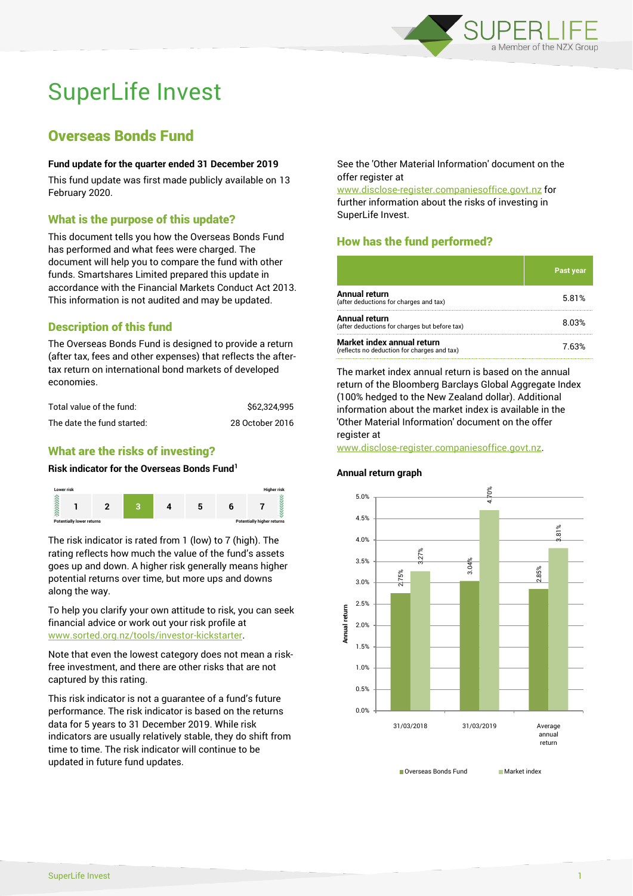# SuperLife Invest

## Overseas Bonds Fund

**Fund update for the quarter ended 31 December 2019**

This fund update was first made publicly available on 13 February 2020.

### What is the purpose of this update?

This document tells you how the Overseas Bonds Fund has performed and what fees were charged. The document will help you to compare the fund with other funds. Smartshares Limited prepared this update in accordance with the Financial Markets Conduct Act 2013. This information is not audited and may be updated.

### Description of this fund

The Overseas Bonds Fund is designed to provide a return (after tax, fees and other expenses) that reflects the after-tax return on international bond markets of developed economies.

| | |
|---|---|
| Total value of the fund: | $62,324,995 |
| The date the fund started: | 28 October 2016 |

### What are the risks of investing?

**Risk indicator for the Overseas Bonds Fund[1]**

| Lower risk | | | | | | Higher risk |
|---|---|---|---|---|---|---|
| 1 | 2 | **3** | 4 | 5 | 6 | 7 |
| Potentially lower returns | | | | | | Potentially higher returns |

The risk indicator is rated from 1 (low) to 7 (high). The rating reflects how much the value of the fund's assets goes up and down. A higher risk generally means higher potential returns over time, but more ups and downs along the way.

To help you clarify your own attitude to risk, you can seek financial advice or work out your risk profile at www.sorted.org.nz/tools/investor-kickstarter.

Note that even the lowest category does not mean a risk-free investment, and there are other risks that are not captured by this rating.

This risk indicator is not a guarantee of a fund's future performance. The risk indicator is based on the returns data for 5 years to 31 December 2019. While risk indicators are usually relatively stable, they do shift from time to time. The risk indicator will continue to be updated in future fund updates.

See the 'Other Material Information' document on the offer register at www.disclose-register.companiesoffice.govt.nz for further information about the risks of investing in SuperLife Invest.

### How has the fund performed?

| | Past year |
|---|---|
| **Annual return** (after deductions for charges and tax) | 5.81% |
| **Annual return** (after deductions for charges but before tax) | 8.03% |
| **Market index annual return** (reflects no deduction for charges and tax) | 7.63% |

The market index annual return is based on the annual return of the Bloomberg Barclays Global Aggregate Index (100% hedged to the New Zealand dollar). Additional information about the market index is available in the 'Other Material Information' document on the offer register at www.disclose-register.companiesoffice.govt.nz.

**Annual return graph**

| | Overseas Bonds Fund | Market index |
|---|---|---|
| 31/03/2018 | 2.75% | 3.27% |
| 31/03/2019 | 3.04% | 4.70% |
| Average annual return | 2.85% | 3.81% |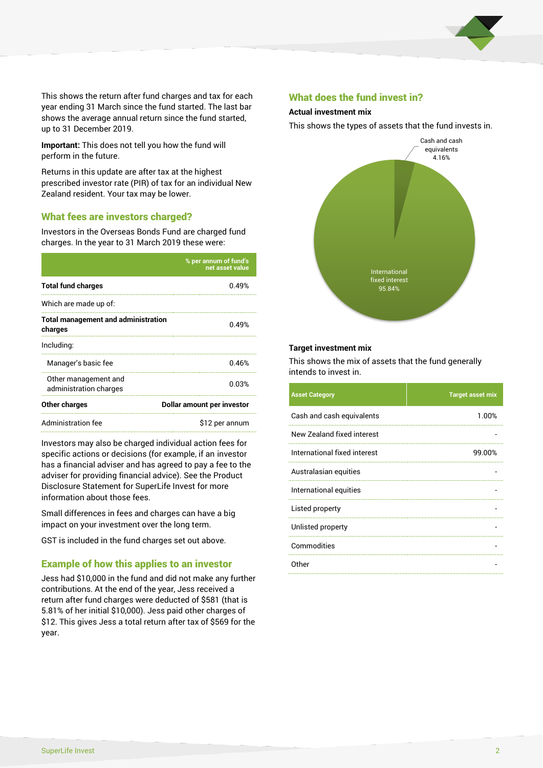This shows the return after fund charges and tax for each year ending 31 March since the fund started. The last bar shows the average annual return since the fund started, up to 31 December 2019.

**Important:** This does not tell you how the fund will perform in the future.

Returns in this update are after tax at the highest prescribed investor rate (PIR) of tax for an individual New Zealand resident. Your tax may be lower.

## What fees are investors charged?

Investors in the Overseas Bonds Fund are charged fund charges. In the year to 31 March 2019 these were:

| | % per annum of fund's net asset value |
|---|---|
| **Total fund charges** | 0.49% |
| Which are made up of: | |
| **Total management and administration charges** | 0.49% |
| Including: | |
| Manager's basic fee | 0.46% |
| Other management and administration charges | 0.03% |
| **Other charges** | **Dollar amount per investor** |
| Administration fee | $12 per annum |

Investors may also be charged individual action fees for specific actions or decisions (for example, if an investor has a financial adviser and has agreed to pay a fee to the adviser for providing financial advice). See the Product Disclosure Statement for SuperLife Invest for more information about those fees.

Small differences in fees and charges can have a big impact on your investment over the long term.

GST is included in the fund charges set out above.

## Example of how this applies to an investor

Jess had $10,000 in the fund and did not make any further contributions. At the end of the year, Jess received a return after fund charges were deducted of $581 (that is 5.81% of her initial $10,000). Jess paid other charges of $12. This gives Jess a total return after tax of $569 for the year.

## What does the fund invest in?

### Actual investment mix

This shows the types of assets that the fund invests in.

Cash and cash equivalents 4.16%

International fixed interest 95.84%

### Target investment mix

This shows the mix of assets that the fund generally intends to invest in.

| Asset Category | Target asset mix |
|---|---|
| Cash and cash equivalents | 1.00% |
| New Zealand fixed interest | - |
| International fixed interest | 99.00% |
| Australasian equities | - |
| International equities | - |
| Listed property | - |
| Unlisted property | - |
| Commodities | - |
| Other | - |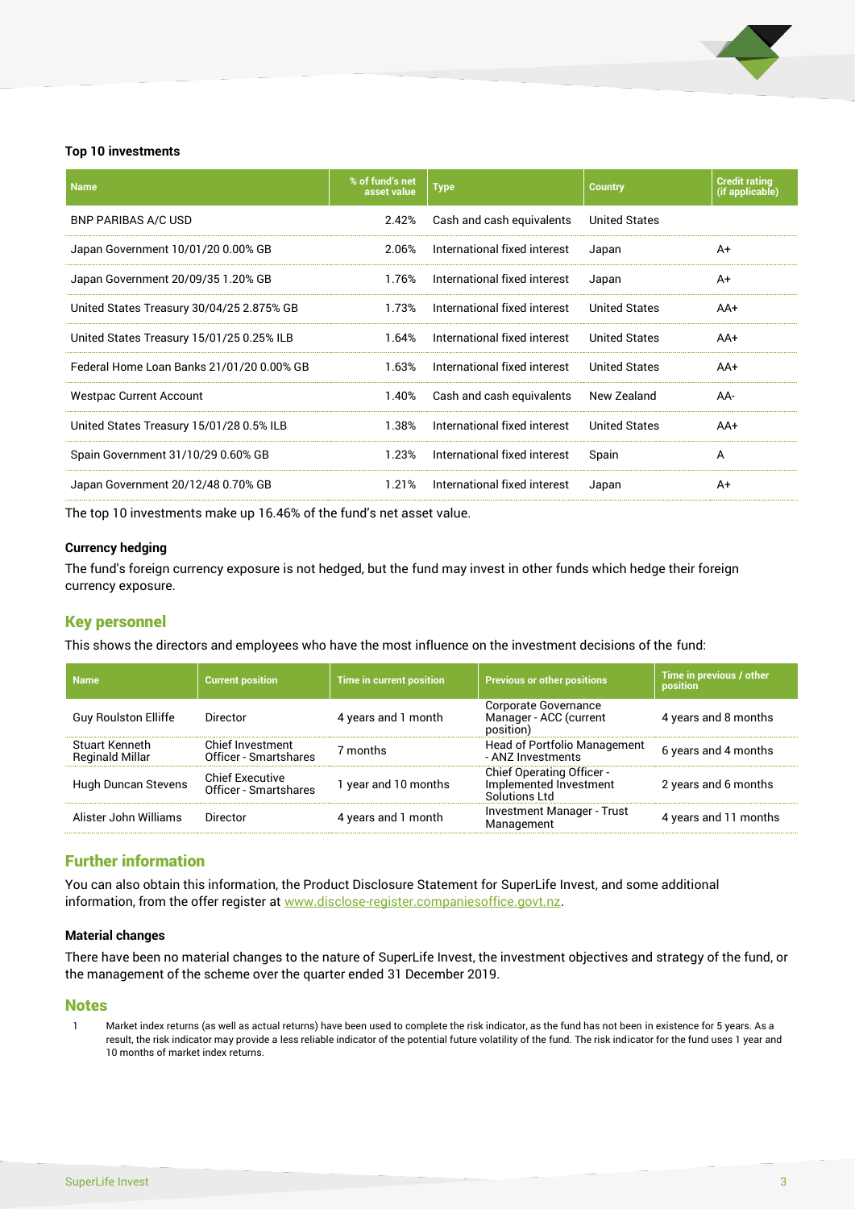### Top 10 investments

| Name | % of fund's net asset value | Type | Country | Credit rating (if applicable) |
|---|---|---|---|---|
| BNP PARIBAS A/C USD | 2.42% | Cash and cash equivalents | United States | |
| Japan Government 10/01/20 0.00% GB | 2.06% | International fixed interest | Japan | A+ |
| Japan Government 20/09/35 1.20% GB | 1.76% | International fixed interest | Japan | A+ |
| United States Treasury 30/04/25 2.875% GB | 1.73% | International fixed interest | United States | AA+ |
| United States Treasury 15/01/25 0.25% ILB | 1.64% | International fixed interest | United States | AA+ |
| Federal Home Loan Banks 21/01/20 0.00% GB | 1.63% | International fixed interest | United States | AA+ |
| Westpac Current Account | 1.40% | Cash and cash equivalents | New Zealand | AA- |
| United States Treasury 15/01/28 0.5% ILB | 1.38% | International fixed interest | United States | AA+ |
| Spain Government 31/10/29 0.60% GB | 1.23% | International fixed interest | Spain | A |
| Japan Government 20/12/48 0.70% GB | 1.21% | International fixed interest | Japan | A+ |

The top 10 investments make up 16.46% of the fund's net asset value.

### Currency hedging

The fund's foreign currency exposure is not hedged, but the fund may invest in other funds which hedge their foreign currency exposure.

## Key personnel

This shows the directors and employees who have the most influence on the investment decisions of the fund:

| Name | Current position | Time in current position | Previous or other positions | Time in previous / other position |
|---|---|---|---|---|
| Guy Roulston Elliffe | Director | 4 years and 1 month | Corporate Governance Manager - ACC (current position) | 4 years and 8 months |
| Stuart Kenneth Reginald Millar | Chief Investment Officer - Smartshares | 7 months | Head of Portfolio Management - ANZ Investments | 6 years and 4 months |
| Hugh Duncan Stevens | Chief Executive Officer - Smartshares | 1 year and 10 months | Chief Operating Officer - Implemented Investment Solutions Ltd | 2 years and 6 months |
| Alister John Williams | Director | 4 years and 1 month | Investment Manager - Trust Management | 4 years and 11 months |

## Further information

You can also obtain this information, the Product Disclosure Statement for SuperLife Invest, and some additional information, from the offer register at www.disclose-register.companiesoffice.govt.nz.

### Material changes

There have been no material changes to the nature of SuperLife Invest, the investment objectives and strategy of the fund, or the management of the scheme over the quarter ended 31 December 2019.

## Notes

1. Market index returns (as well as actual returns) have been used to complete the risk indicator, as the fund has not been in existence for 5 years. As a result, the risk indicator may provide a less reliable indicator of the potential future volatility of the fund. The risk indicator for the fund uses 1 year and 10 months of market index returns.